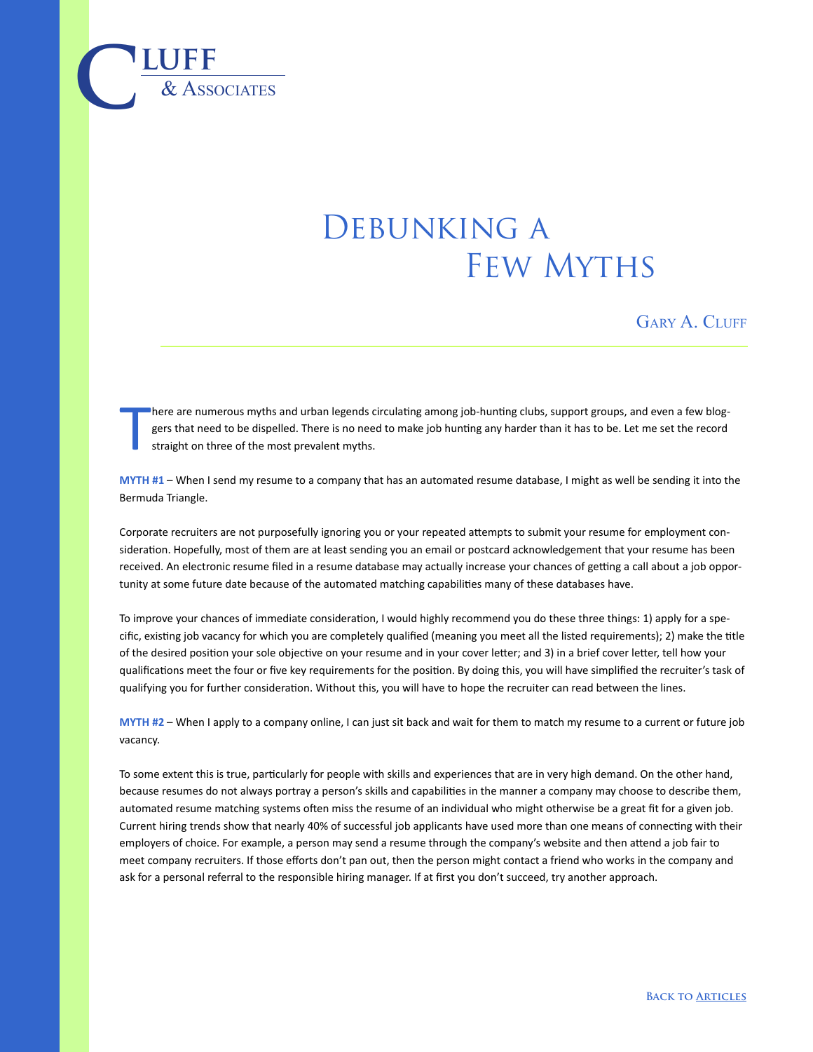Cluff & Associates

# Debunking a Few Myths

Gary A. Cluff

There are numerous myths and urban legends circulating among job-hunting clubs, support groups, and even a few bloggers that need to be dispelled. There is no need to make job hunting any harder than it has to be. Let me set the record straight on three of the most prevalent myths.

**MYTH #1** – When I send my resume to a company that has an automated resume database, I might as well be sending it into the Bermuda Triangle.

Corporate recruiters are not purposefully ignoring you or your repeated attempts to submit your resume for employment consideration. Hopefully, most of them are at least sending you an email or postcard acknowledgement that your resume has been received. An electronic resume filed in a resume database may actually increase your chances of getting a call about a job opportunity at some future date because of the automated matching capabilities many of these databases have.

To improve your chances of immediate consideration, I would highly recommend you do these three things: 1) apply for a specific, existing job vacancy for which you are completely qualified (meaning you meet all the listed requirements); 2) make the title of the desired position your sole objective on your resume and in your cover letter; and 3) in a brief cover letter, tell how your qualifications meet the four or five key requirements for the position. By doing this, you will have simplified the recruiter's task of qualifying you for further consideration. Without this, you will have to hope the recruiter can read between the lines.

**MYTH #2** – When I apply to a company online, I can just sit back and wait for them to match my resume to a current or future job vacancy.

To some extent this is true, particularly for people with skills and experiences that are in very high demand. On the other hand, because resumes do not always portray a person's skills and capabilities in the manner a company may choose to describe them, automated resume matching systems often miss the resume of an individual who might otherwise be a great fit for a given job. Current hiring trends show that nearly 40% of successful job applicants have used more than one means of connecting with their employers of choice. For example, a person may send a resume through the company's website and then attend a job fair to meet company recruiters. If those efforts don't pan out, then the person might contact a friend who works in the company and ask for a personal referral to the responsible hiring manager. If at first you don't succeed, try another approach.

Back to Articles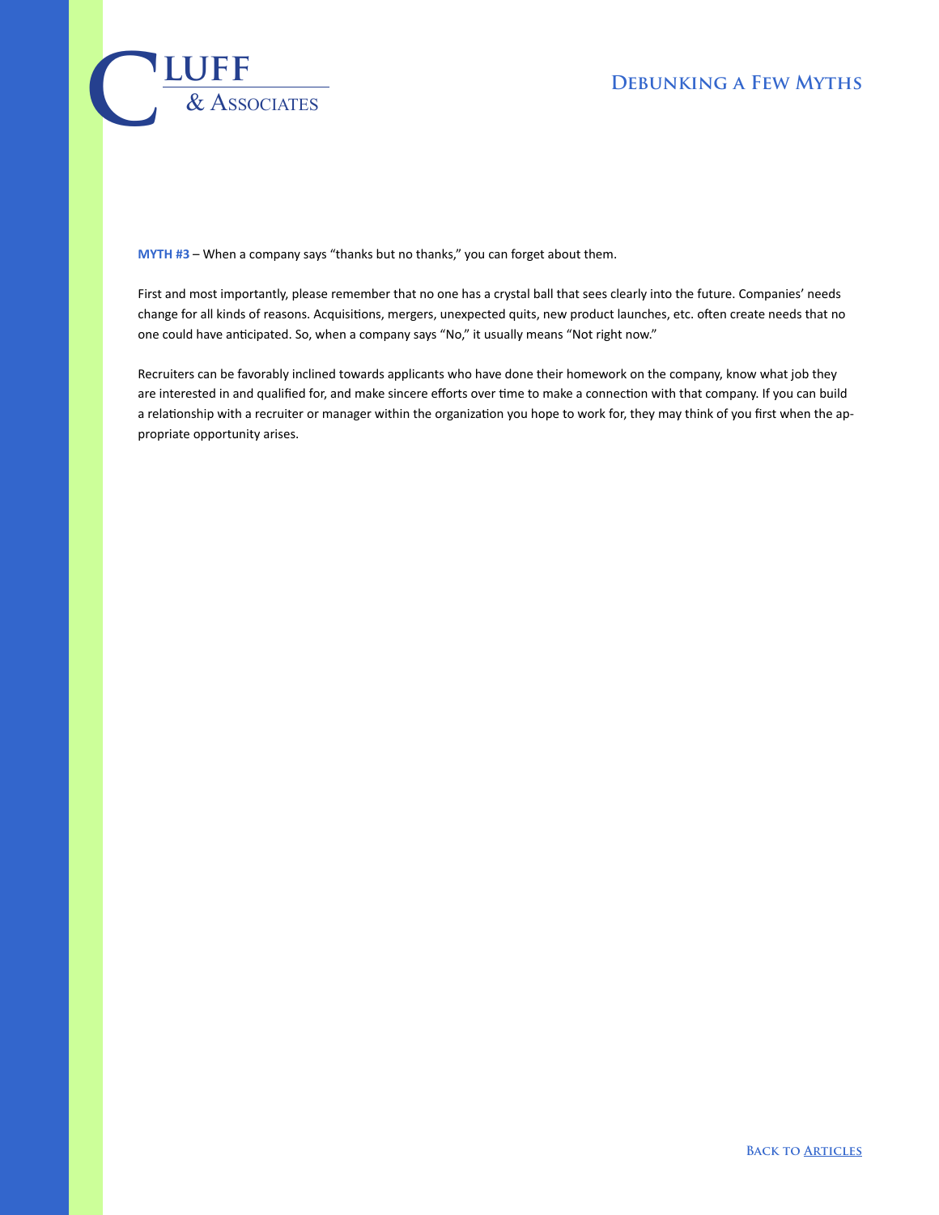**MYTH #3** – When a company says “thanks but no thanks,” you can forget about them.

First and most importantly, please remember that no one has a crystal ball that sees clearly into the future. Companies’ needs change for all kinds of reasons. Acquisitions, mergers, unexpected quits, new product launches, etc. often create needs that no one could have anticipated. So, when a company says “No,” it usually means “Not right now.”

Recruiters can be favorably inclined towards applicants who have done their homework on the company, know what job they are interested in and qualified for, and make sincere efforts over time to make a connection with that company. If you can build a relationship with a recruiter or manager within the organization you hope to work for, they may think of you first when the appropriate opportunity arises.

Back to Articles